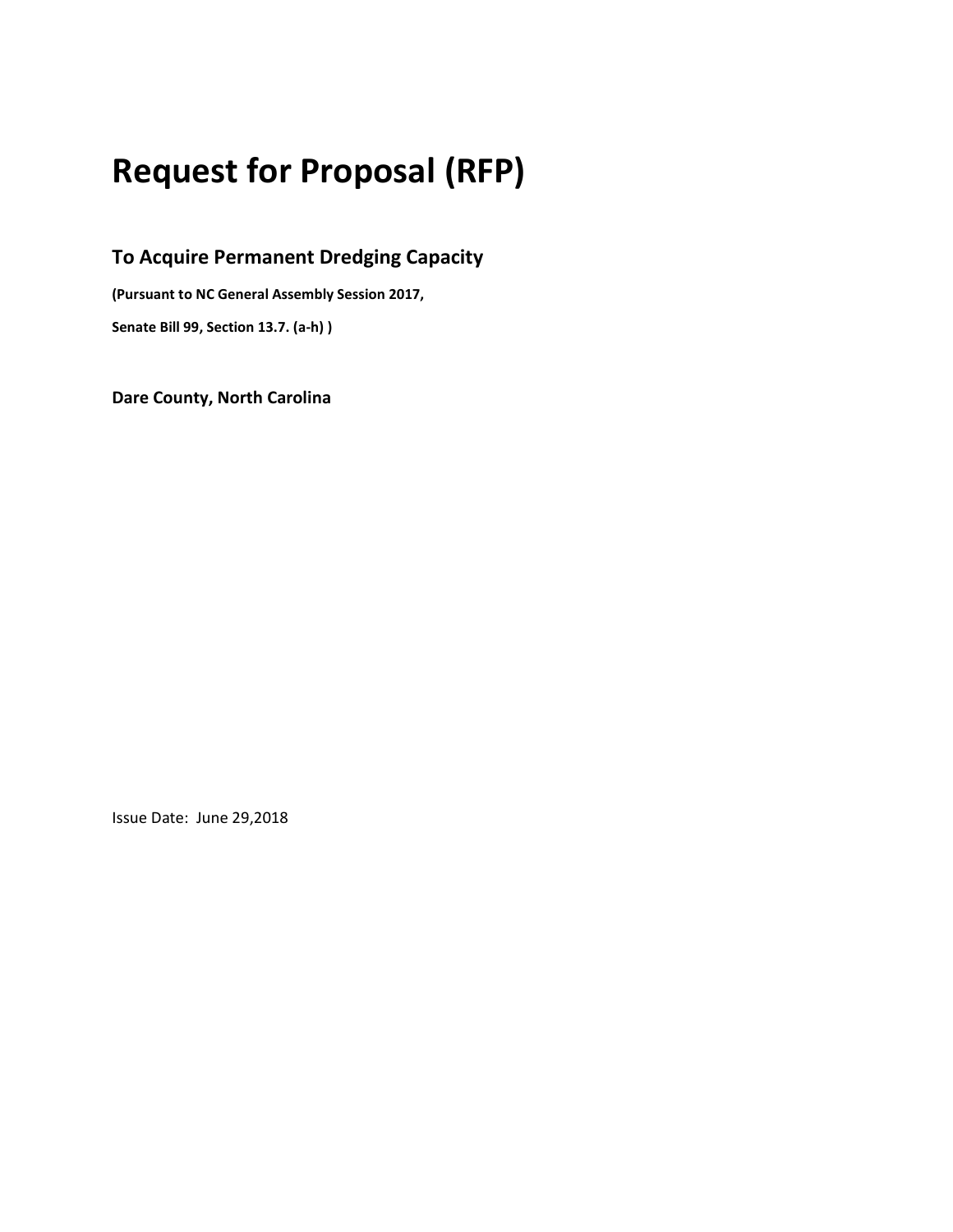# Request for Proposal (RFP)

## To Acquire Permanent Dredging Capacity

**(Pursuant to NC General Assembly Session 2017,**

**Senate Bill 99, Section 13.7. (a-h) )**

**Dare County, North Carolina**

Issue Date: June 29,2018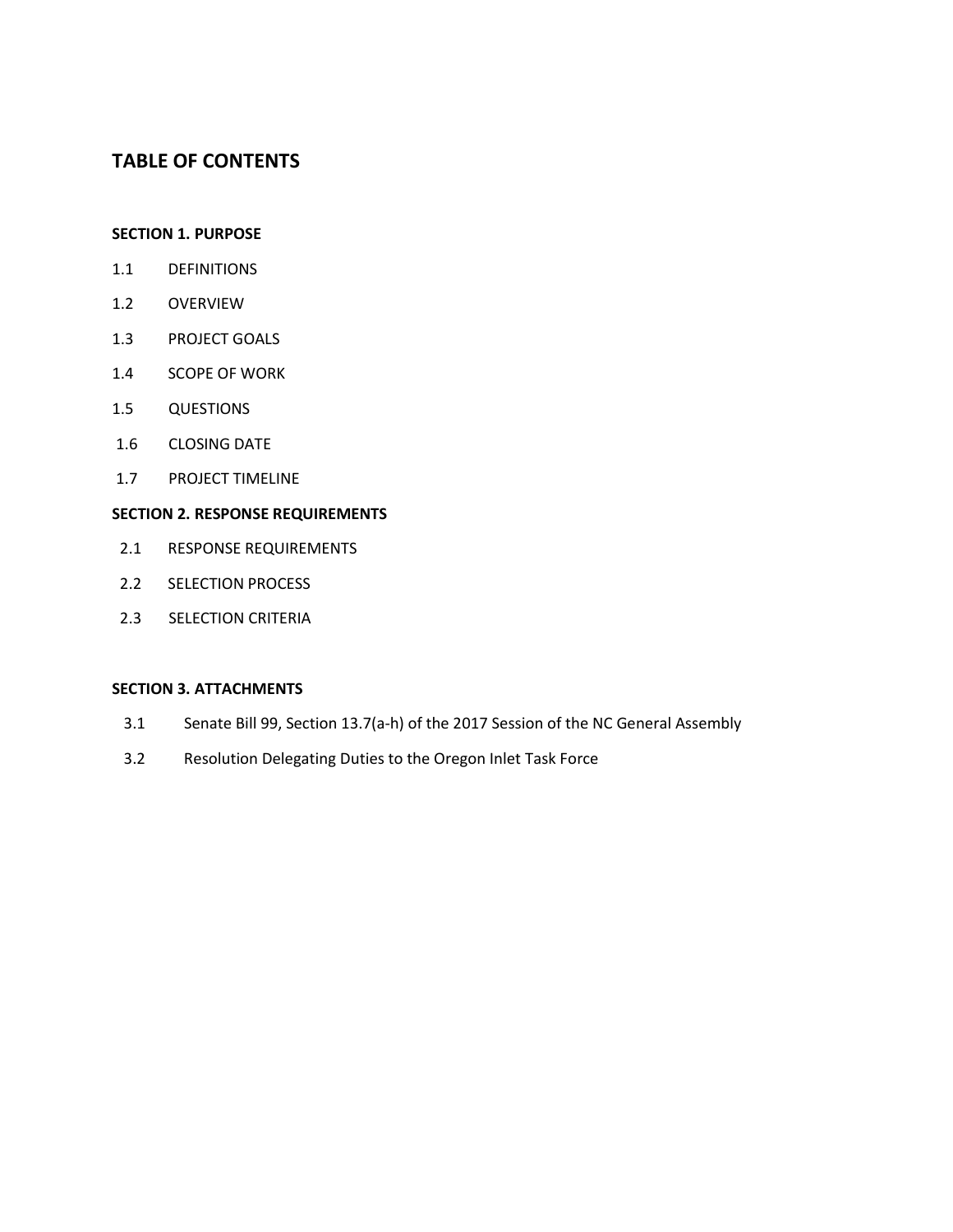## TABLE OF CONTENTS

**SECTION 1. PURPOSE**

1.1 DEFINITIONS

1.2 OVERVIEW

1.3 PROJECT GOALS

1.4 SCOPE OF WORK

1.5 QUESTIONS

1.6 CLOSING DATE

1.7 PROJECT TIMELINE

**SECTION 2. RESPONSE REQUIREMENTS**

2.1 RESPONSE REQUIREMENTS

2.2 SELECTION PROCESS

2.3 SELECTION CRITERIA

**SECTION 3. ATTACHMENTS**

3.1 Senate Bill 99, Section 13.7(a-h) of the 2017 Session of the NC General Assembly

3.2 Resolution Delegating Duties to the Oregon Inlet Task Force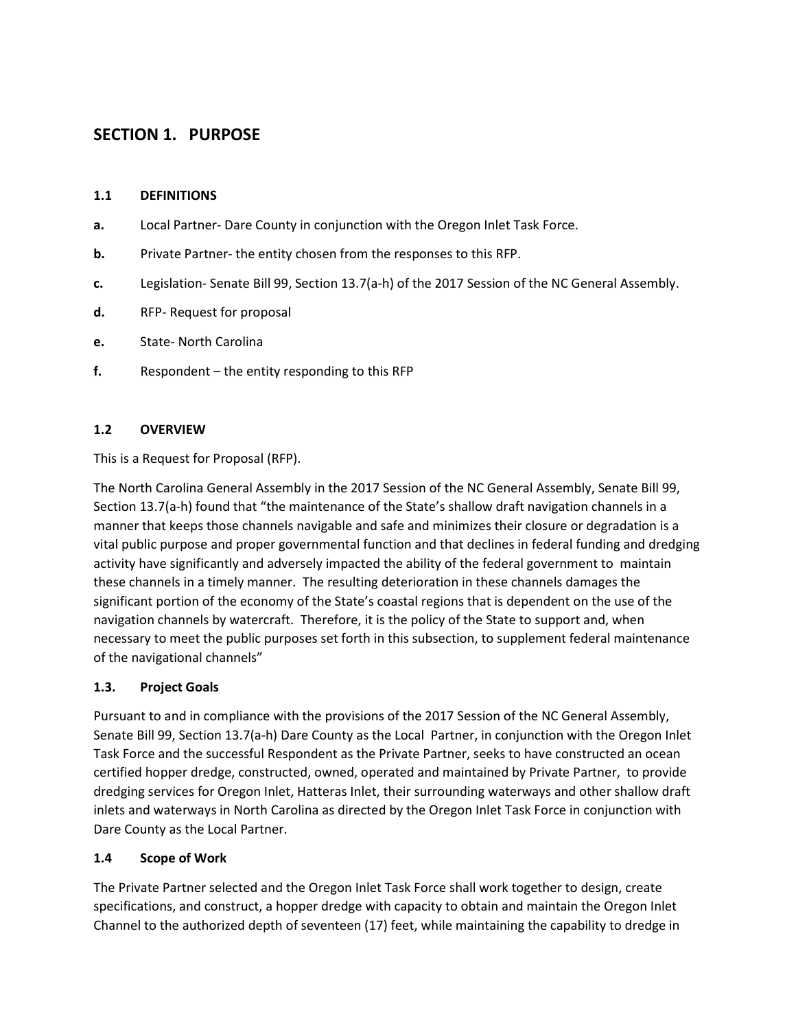## SECTION 1. PURPOSE

### 1.1 DEFINITIONS

**a.** Local Partner- Dare County in conjunction with the Oregon Inlet Task Force.

**b.** Private Partner- the entity chosen from the responses to this RFP.

**c.** Legislation- Senate Bill 99, Section 13.7(a-h) of the 2017 Session of the NC General Assembly.

**d.** RFP- Request for proposal

**e.** State- North Carolina

**f.** Respondent – the entity responding to this RFP

### 1.2 OVERVIEW

This is a Request for Proposal (RFP).

The North Carolina General Assembly in the 2017 Session of the NC General Assembly, Senate Bill 99, Section 13.7(a-h) found that "the maintenance of the State's shallow draft navigation channels in a manner that keeps those channels navigable and safe and minimizes their closure or degradation is a vital public purpose and proper governmental function and that declines in federal funding and dredging activity have significantly and adversely impacted the ability of the federal government to maintain these channels in a timely manner. The resulting deterioration in these channels damages the significant portion of the economy of the State's coastal regions that is dependent on the use of the navigation channels by watercraft. Therefore, it is the policy of the State to support and, when necessary to meet the public purposes set forth in this subsection, to supplement federal maintenance of the navigational channels"

### 1.3. Project Goals

Pursuant to and in compliance with the provisions of the 2017 Session of the NC General Assembly, Senate Bill 99, Section 13.7(a-h) Dare County as the Local Partner, in conjunction with the Oregon Inlet Task Force and the successful Respondent as the Private Partner, seeks to have constructed an ocean certified hopper dredge, constructed, owned, operated and maintained by Private Partner, to provide dredging services for Oregon Inlet, Hatteras Inlet, their surrounding waterways and other shallow draft inlets and waterways in North Carolina as directed by the Oregon Inlet Task Force in conjunction with Dare County as the Local Partner.

### 1.4 Scope of Work

The Private Partner selected and the Oregon Inlet Task Force shall work together to design, create specifications, and construct, a hopper dredge with capacity to obtain and maintain the Oregon Inlet Channel to the authorized depth of seventeen (17) feet, while maintaining the capability to dredge in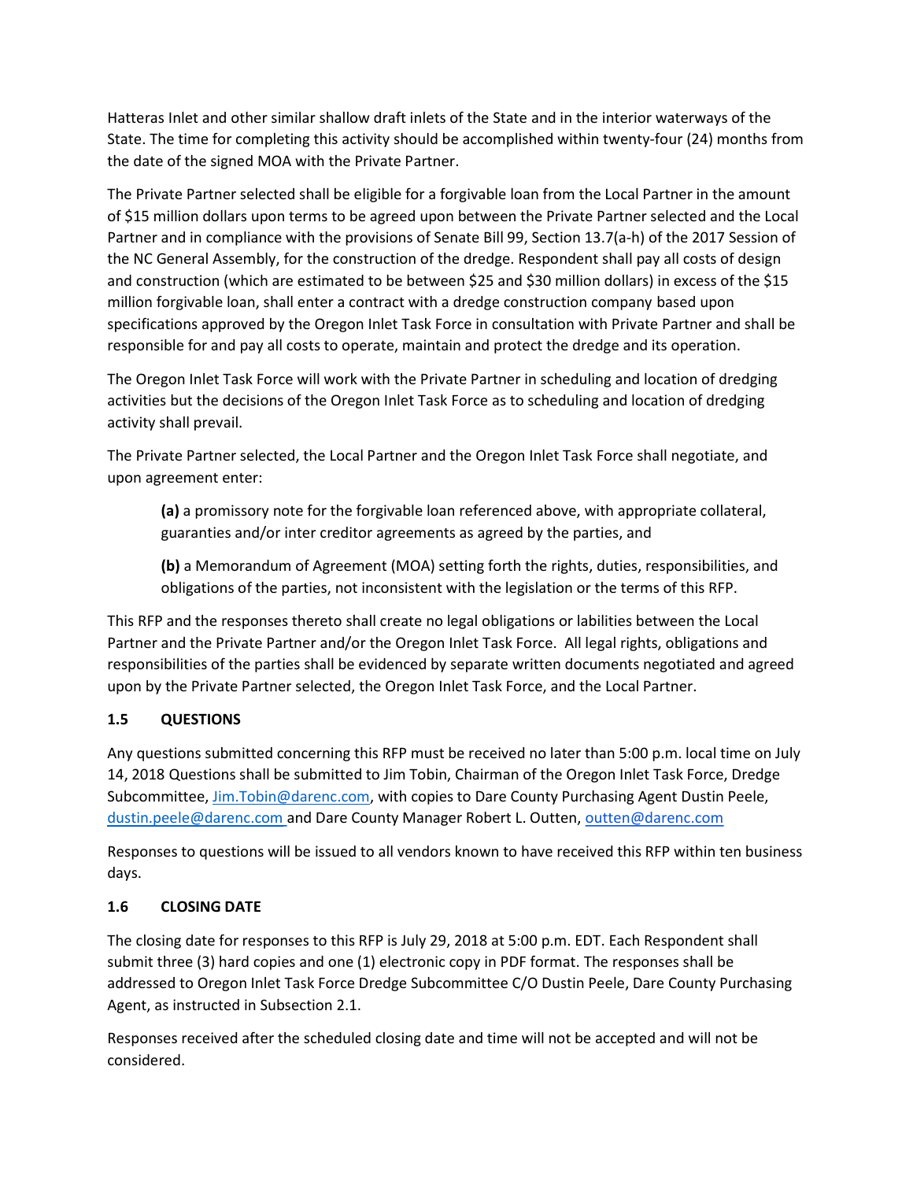Hatteras Inlet and other similar shallow draft inlets of the State and in the interior waterways of the State. The time for completing this activity should be accomplished within twenty-four (24) months from the date of the signed MOA with the Private Partner.

The Private Partner selected shall be eligible for a forgivable loan from the Local Partner in the amount of $15 million dollars upon terms to be agreed upon between the Private Partner selected and the Local Partner and in compliance with the provisions of Senate Bill 99, Section 13.7(a-h) of the 2017 Session of the NC General Assembly, for the construction of the dredge. Respondent shall pay all costs of design and construction (which are estimated to be between $25 and $30 million dollars) in excess of the $15 million forgivable loan, shall enter a contract with a dredge construction company based upon specifications approved by the Oregon Inlet Task Force in consultation with Private Partner and shall be responsible for and pay all costs to operate, maintain and protect the dredge and its operation.

The Oregon Inlet Task Force will work with the Private Partner in scheduling and location of dredging activities but the decisions of the Oregon Inlet Task Force as to scheduling and location of dredging activity shall prevail.

The Private Partner selected, the Local Partner and the Oregon Inlet Task Force shall negotiate, and upon agreement enter:

> **(a)** a promissory note for the forgivable loan referenced above, with appropriate collateral, guaranties and/or inter creditor agreements as agreed by the parties, and
>
> **(b)** a Memorandum of Agreement (MOA) setting forth the rights, duties, responsibilities, and obligations of the parties, not inconsistent with the legislation or the terms of this RFP.

This RFP and the responses thereto shall create no legal obligations or labilities between the Local Partner and the Private Partner and/or the Oregon Inlet Task Force. All legal rights, obligations and responsibilities of the parties shall be evidenced by separate written documents negotiated and agreed upon by the Private Partner selected, the Oregon Inlet Task Force, and the Local Partner.

### 1.5 QUESTIONS

Any questions submitted concerning this RFP must be received no later than 5:00 p.m. local time on July 14, 2018 Questions shall be submitted to Jim Tobin, Chairman of the Oregon Inlet Task Force, Dredge Subcommittee, Jim.Tobin@darenc.com, with copies to Dare County Purchasing Agent Dustin Peele, dustin.peele@darenc.com and Dare County Manager Robert L. Outten, outten@darenc.com

Responses to questions will be issued to all vendors known to have received this RFP within ten business days.

### 1.6 CLOSING DATE

The closing date for responses to this RFP is July 29, 2018 at 5:00 p.m. EDT. Each Respondent shall submit three (3) hard copies and one (1) electronic copy in PDF format. The responses shall be addressed to Oregon Inlet Task Force Dredge Subcommittee C/O Dustin Peele, Dare County Purchasing Agent, as instructed in Subsection 2.1.

Responses received after the scheduled closing date and time will not be accepted and will not be considered.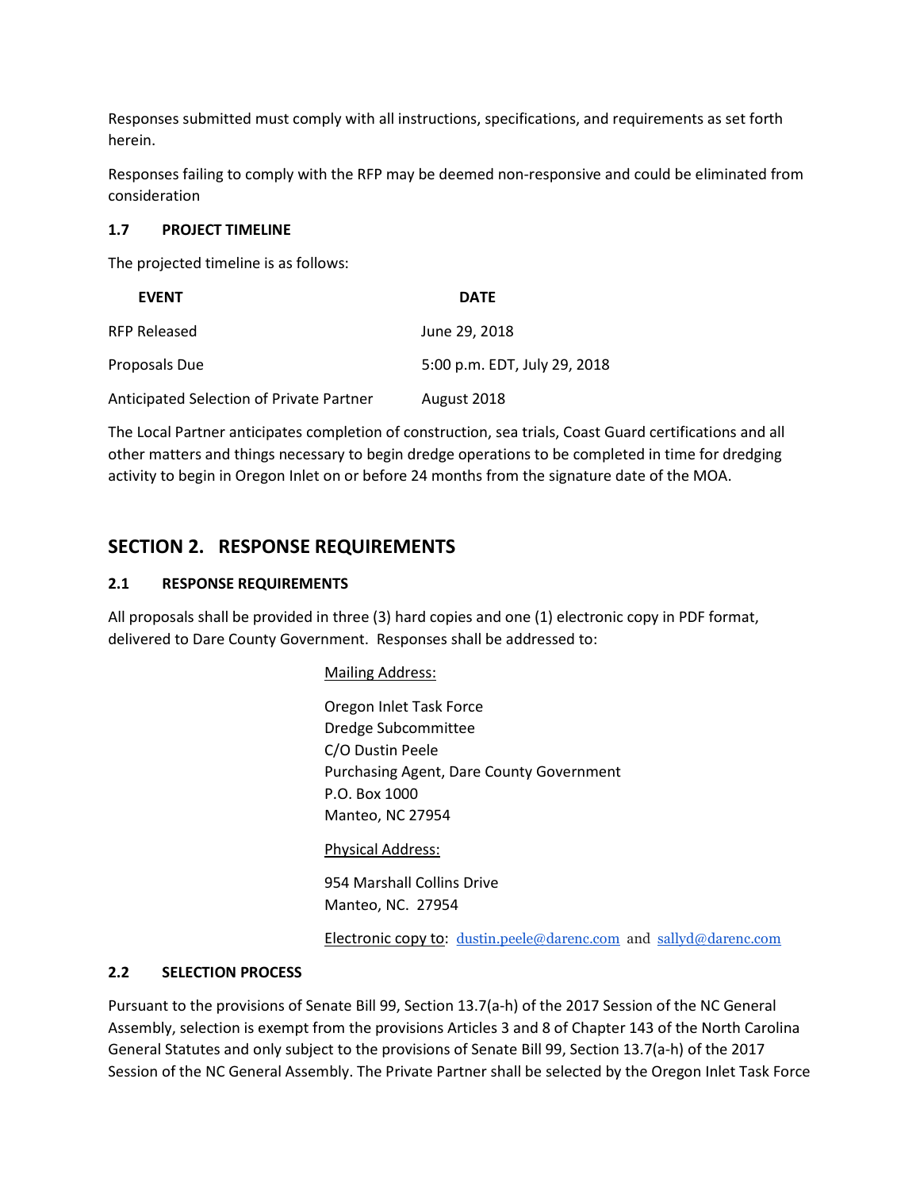Responses submitted must comply with all instructions, specifications, and requirements as set forth herein.

Responses failing to comply with the RFP may be deemed non-responsive and could be eliminated from consideration

### 1.7 PROJECT TIMELINE

The projected timeline is as follows:

| EVENT | DATE |
|---|---|
| RFP Released | June 29, 2018 |
| Proposals Due | 5:00 p.m. EDT, July 29, 2018 |
| Anticipated Selection of Private Partner | August 2018 |

The Local Partner anticipates completion of construction, sea trials, Coast Guard certifications and all other matters and things necessary to begin dredge operations to be completed in time for dredging activity to begin in Oregon Inlet on or before 24 months from the signature date of the MOA.

## SECTION 2. RESPONSE REQUIREMENTS

### 2.1 RESPONSE REQUIREMENTS

All proposals shall be provided in three (3) hard copies and one (1) electronic copy in PDF format, delivered to Dare County Government. Responses shall be addressed to:

Mailing Address:

Oregon Inlet Task Force
Dredge Subcommittee
C/O Dustin Peele
Purchasing Agent, Dare County Government
P.O. Box 1000
Manteo, NC 27954

Physical Address:

954 Marshall Collins Drive
Manteo, NC. 27954

Electronic copy to: dustin.peele@darenc.com and sallyd@darenc.com

### 2.2 SELECTION PROCESS

Pursuant to the provisions of Senate Bill 99, Section 13.7(a-h) of the 2017 Session of the NC General Assembly, selection is exempt from the provisions Articles 3 and 8 of Chapter 143 of the North Carolina General Statutes and only subject to the provisions of Senate Bill 99, Section 13.7(a-h) of the 2017 Session of the NC General Assembly. The Private Partner shall be selected by the Oregon Inlet Task Force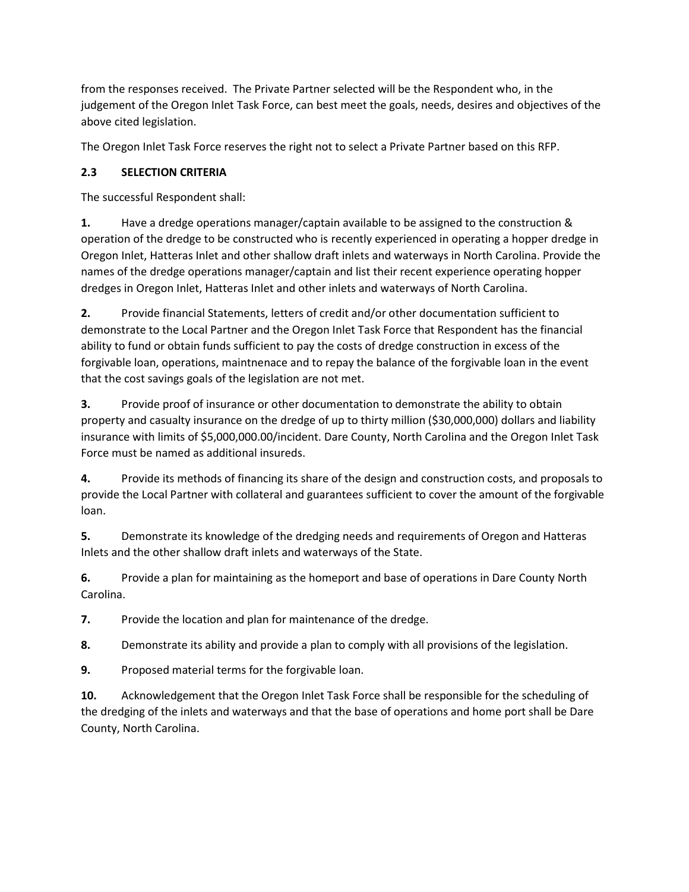from the responses received. The Private Partner selected will be the Respondent who, in the judgement of the Oregon Inlet Task Force, can best meet the goals, needs, desires and objectives of the above cited legislation.

The Oregon Inlet Task Force reserves the right not to select a Private Partner based on this RFP.

### 2.3 SELECTION CRITERIA

The successful Respondent shall:

**1.** Have a dredge operations manager/captain available to be assigned to the construction & operation of the dredge to be constructed who is recently experienced in operating a hopper dredge in Oregon Inlet, Hatteras Inlet and other shallow draft inlets and waterways in North Carolina. Provide the names of the dredge operations manager/captain and list their recent experience operating hopper dredges in Oregon Inlet, Hatteras Inlet and other inlets and waterways of North Carolina.

**2.** Provide financial Statements, letters of credit and/or other documentation sufficient to demonstrate to the Local Partner and the Oregon Inlet Task Force that Respondent has the financial ability to fund or obtain funds sufficient to pay the costs of dredge construction in excess of the forgivable loan, operations, maintnenace and to repay the balance of the forgivable loan in the event that the cost savings goals of the legislation are not met.

**3.** Provide proof of insurance or other documentation to demonstrate the ability to obtain property and casualty insurance on the dredge of up to thirty million ($30,000,000) dollars and liability insurance with limits of $5,000,000.00/incident. Dare County, North Carolina and the Oregon Inlet Task Force must be named as additional insureds.

**4.** Provide its methods of financing its share of the design and construction costs, and proposals to provide the Local Partner with collateral and guarantees sufficient to cover the amount of the forgivable loan.

**5.** Demonstrate its knowledge of the dredging needs and requirements of Oregon and Hatteras Inlets and the other shallow draft inlets and waterways of the State.

**6.** Provide a plan for maintaining as the homeport and base of operations in Dare County North Carolina.

**7.** Provide the location and plan for maintenance of the dredge.

**8.** Demonstrate its ability and provide a plan to comply with all provisions of the legislation.

**9.** Proposed material terms for the forgivable loan.

**10.** Acknowledgement that the Oregon Inlet Task Force shall be responsible for the scheduling of the dredging of the inlets and waterways and that the base of operations and home port shall be Dare County, North Carolina.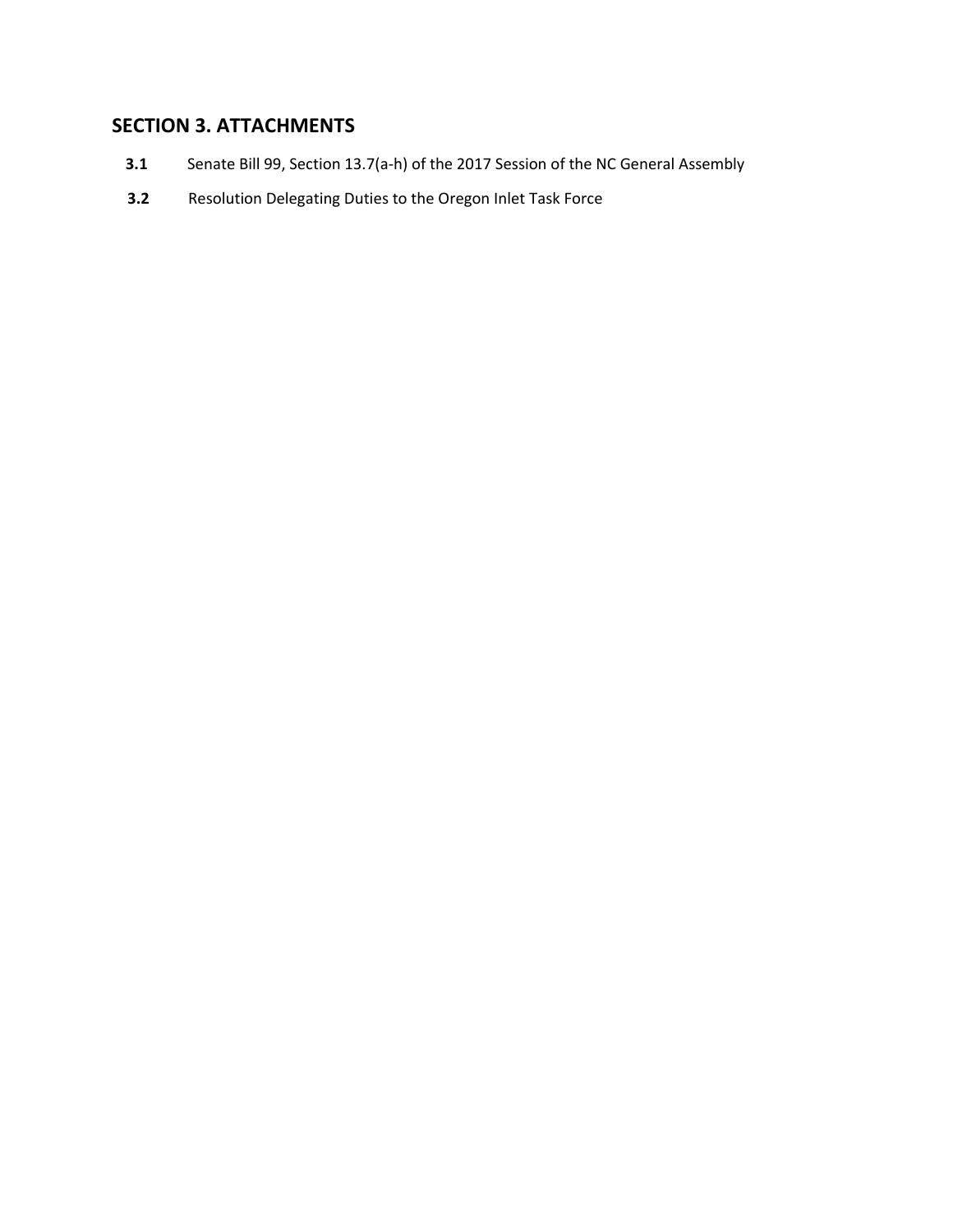## SECTION 3. ATTACHMENTS

**3.1** Senate Bill 99, Section 13.7(a-h) of the 2017 Session of the NC General Assembly

**3.2** Resolution Delegating Duties to the Oregon Inlet Task Force